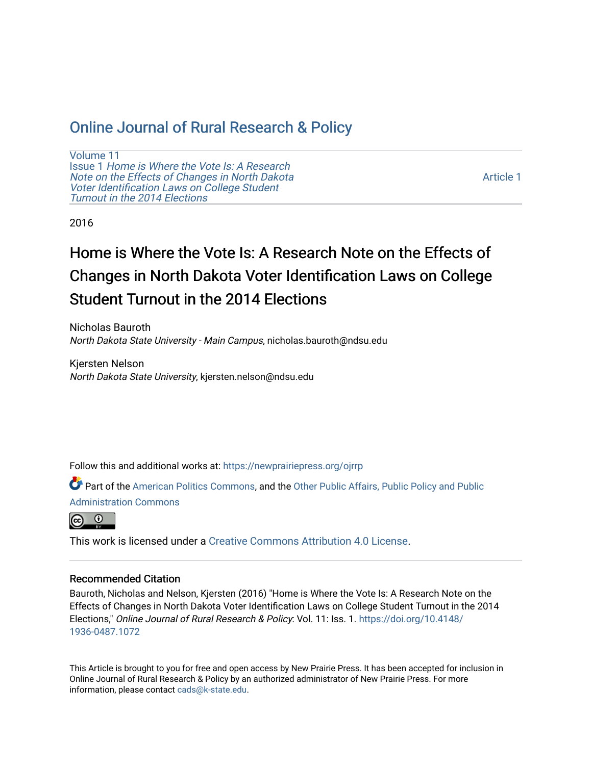# Online Journal of Rural Research & Policy

Volume 11
Issue 1 *Home is Where the Vote Is: A Research Note on the Effects of Changes in North Dakota Voter Identification Laws on College Student Turnout in the 2014 Elections*

Article 1

2016

## Home is Where the Vote Is: A Research Note on the Effects of Changes in North Dakota Voter Identification Laws on College Student Turnout in the 2014 Elections

Nicholas Bauroth
*North Dakota State University - Main Campus*, nicholas.bauroth@ndsu.edu

Kjersten Nelson
*North Dakota State University*, kjersten.nelson@ndsu.edu

Follow this and additional works at: https://newprairiepress.org/ojrrp

Part of the American Politics Commons, and the Other Public Affairs, Public Policy and Public Administration Commons

This work is licensed under a Creative Commons Attribution 4.0 License.

### Recommended Citation

Bauroth, Nicholas and Nelson, Kjersten (2016) "Home is Where the Vote Is: A Research Note on the Effects of Changes in North Dakota Voter Identification Laws on College Student Turnout in the 2014 Elections," *Online Journal of Rural Research & Policy*: Vol. 11: Iss. 1. https://doi.org/10.4148/1936-0487.1072

This Article is brought to you for free and open access by New Prairie Press. It has been accepted for inclusion in Online Journal of Rural Research & Policy by an authorized administrator of New Prairie Press. For more information, please contact cads@k-state.edu.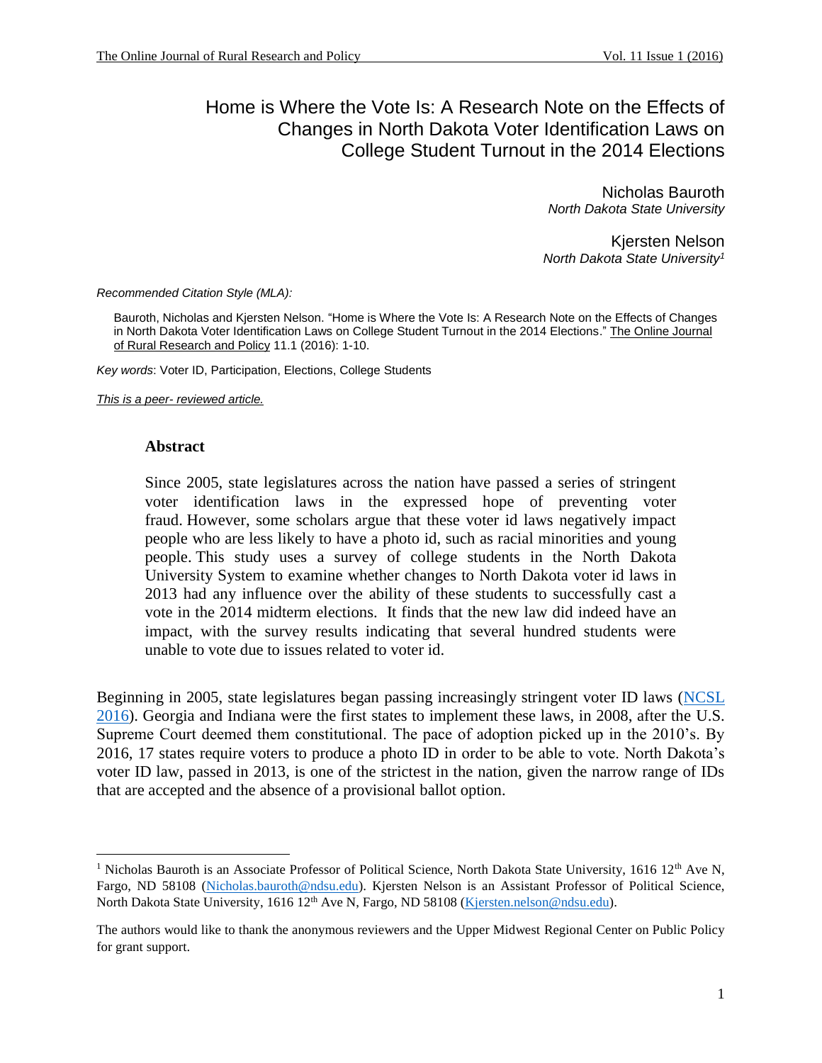# Home is Where the Vote Is: A Research Note on the Effects of Changes in North Dakota Voter Identification Laws on College Student Turnout in the 2014 Elections

Nicholas Bauroth
*North Dakota State University*

Kjersten Nelson
*North Dakota State University*[1]

*Recommended Citation Style (MLA):*

Bauroth, Nicholas and Kjersten Nelson. "Home is Where the Vote Is: A Research Note on the Effects of Changes in North Dakota Voter Identification Laws on College Student Turnout in the 2014 Elections." The Online Journal of Rural Research and Policy 11.1 (2016): 1-10.

*Key words*: Voter ID, Participation, Elections, College Students

*This is a peer- reviewed article.*

**Abstract**

Since 2005, state legislatures across the nation have passed a series of stringent voter identification laws in the expressed hope of preventing voter fraud. However, some scholars argue that these voter id laws negatively impact people who are less likely to have a photo id, such as racial minorities and young people. This study uses a survey of college students in the North Dakota University System to examine whether changes to North Dakota voter id laws in 2013 had any influence over the ability of these students to successfully cast a vote in the 2014 midterm elections. It finds that the new law did indeed have an impact, with the survey results indicating that several hundred students were unable to vote due to issues related to voter id.

Beginning in 2005, state legislatures began passing increasingly stringent voter ID laws (NCSL 2016). Georgia and Indiana were the first states to implement these laws, in 2008, after the U.S. Supreme Court deemed them constitutional. The pace of adoption picked up in the 2010's. By 2016, 17 states require voters to produce a photo ID in order to be able to vote. North Dakota's voter ID law, passed in 2013, is one of the strictest in the nation, given the narrow range of IDs that are accepted and the absence of a provisional ballot option.

[1] Nicholas Bauroth is an Associate Professor of Political Science, North Dakota State University, 1616 12th Ave N, Fargo, ND 58108 (Nicholas.bauroth@ndsu.edu). Kjersten Nelson is an Assistant Professor of Political Science, North Dakota State University, 1616 12th Ave N, Fargo, ND 58108 (Kjersten.nelson@ndsu.edu).

The authors would like to thank the anonymous reviewers and the Upper Midwest Regional Center on Public Policy for grant support.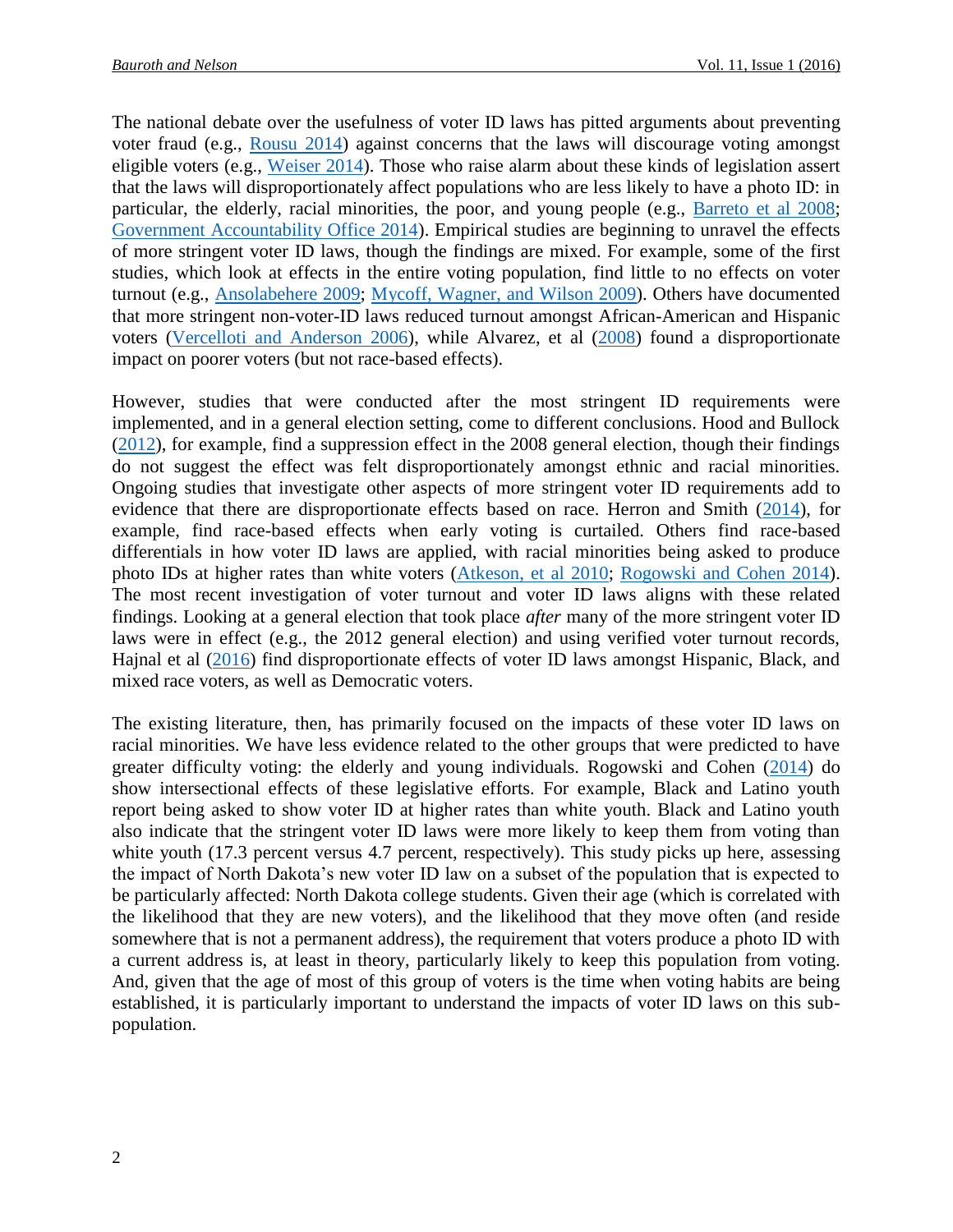The national debate over the usefulness of voter ID laws has pitted arguments about preventing voter fraud (e.g., Rousu 2014) against concerns that the laws will discourage voting amongst eligible voters (e.g., Weiser 2014). Those who raise alarm about these kinds of legislation assert that the laws will disproportionately affect populations who are less likely to have a photo ID: in particular, the elderly, racial minorities, the poor, and young people (e.g., Barreto et al 2008; Government Accountability Office 2014). Empirical studies are beginning to unravel the effects of more stringent voter ID laws, though the findings are mixed. For example, some of the first studies, which look at effects in the entire voting population, find little to no effects on voter turnout (e.g., Ansolabehere 2009; Mycoff, Wagner, and Wilson 2009). Others have documented that more stringent non-voter-ID laws reduced turnout amongst African-American and Hispanic voters (Vercelloti and Anderson 2006), while Alvarez, et al (2008) found a disproportionate impact on poorer voters (but not race-based effects).

However, studies that were conducted after the most stringent ID requirements were implemented, and in a general election setting, come to different conclusions. Hood and Bullock (2012), for example, find a suppression effect in the 2008 general election, though their findings do not suggest the effect was felt disproportionately amongst ethnic and racial minorities. Ongoing studies that investigate other aspects of more stringent voter ID requirements add to evidence that there are disproportionate effects based on race. Herron and Smith (2014), for example, find race-based effects when early voting is curtailed. Others find race-based differentials in how voter ID laws are applied, with racial minorities being asked to produce photo IDs at higher rates than white voters (Atkeson, et al 2010; Rogowski and Cohen 2014). The most recent investigation of voter turnout and voter ID laws aligns with these related findings. Looking at a general election that took place *after* many of the more stringent voter ID laws were in effect (e.g., the 2012 general election) and using verified voter turnout records, Hajnal et al (2016) find disproportionate effects of voter ID laws amongst Hispanic, Black, and mixed race voters, as well as Democratic voters.

The existing literature, then, has primarily focused on the impacts of these voter ID laws on racial minorities. We have less evidence related to the other groups that were predicted to have greater difficulty voting: the elderly and young individuals. Rogowski and Cohen (2014) do show intersectional effects of these legislative efforts. For example, Black and Latino youth report being asked to show voter ID at higher rates than white youth. Black and Latino youth also indicate that the stringent voter ID laws were more likely to keep them from voting than white youth (17.3 percent versus 4.7 percent, respectively). This study picks up here, assessing the impact of North Dakota's new voter ID law on a subset of the population that is expected to be particularly affected: North Dakota college students. Given their age (which is correlated with the likelihood that they are new voters), and the likelihood that they move often (and reside somewhere that is not a permanent address), the requirement that voters produce a photo ID with a current address is, at least in theory, particularly likely to keep this population from voting. And, given that the age of most of this group of voters is the time when voting habits are being established, it is particularly important to understand the impacts of voter ID laws on this sub-population.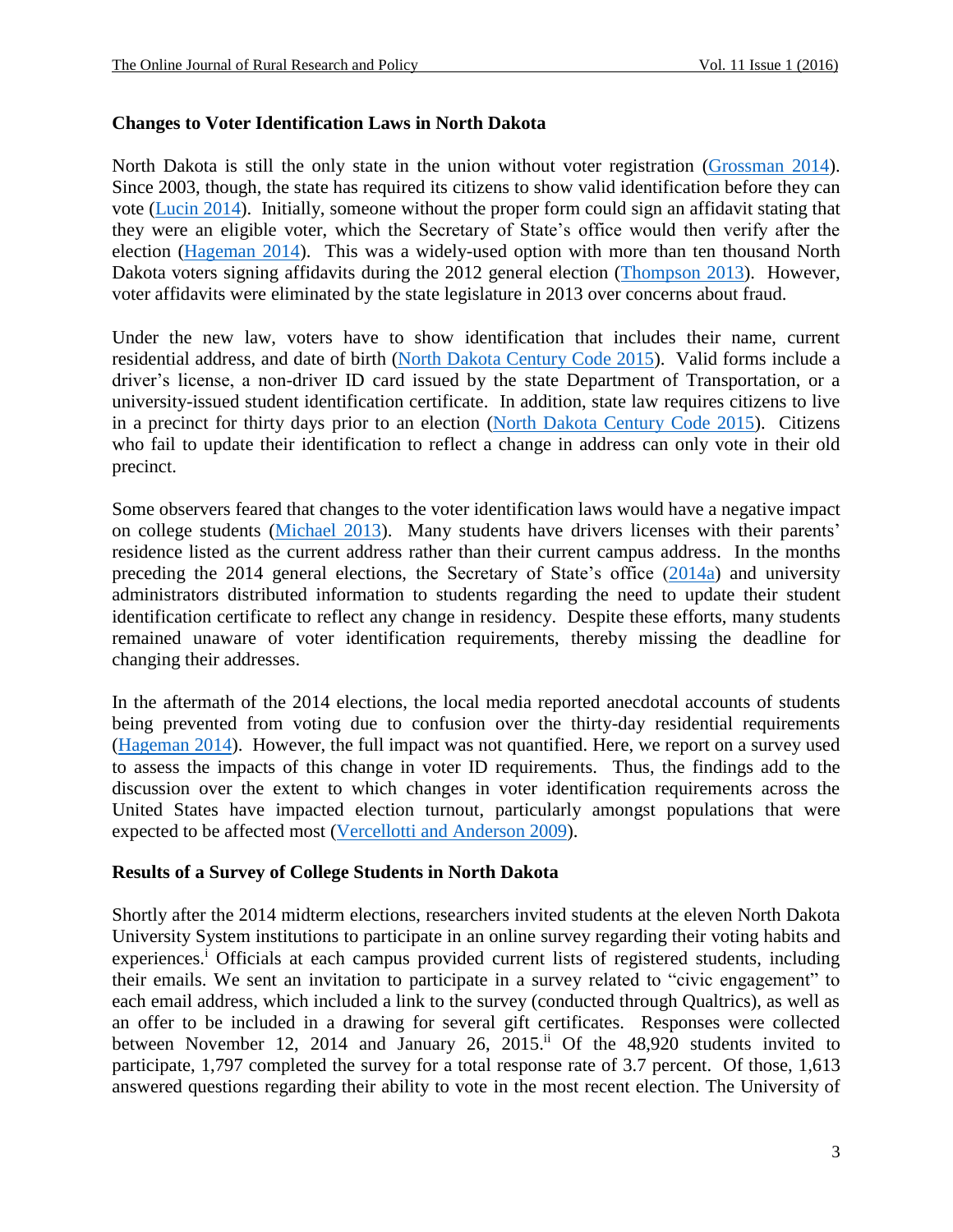## Changes to Voter Identification Laws in North Dakota

North Dakota is still the only state in the union without voter registration (Grossman 2014). Since 2003, though, the state has required its citizens to show valid identification before they can vote (Lucin 2014). Initially, someone without the proper form could sign an affidavit stating that they were an eligible voter, which the Secretary of State's office would then verify after the election (Hageman 2014). This was a widely-used option with more than ten thousand North Dakota voters signing affidavits during the 2012 general election (Thompson 2013). However, voter affidavits were eliminated by the state legislature in 2013 over concerns about fraud.

Under the new law, voters have to show identification that includes their name, current residential address, and date of birth (North Dakota Century Code 2015). Valid forms include a driver's license, a non-driver ID card issued by the state Department of Transportation, or a university-issued student identification certificate. In addition, state law requires citizens to live in a precinct for thirty days prior to an election (North Dakota Century Code 2015). Citizens who fail to update their identification to reflect a change in address can only vote in their old precinct.

Some observers feared that changes to the voter identification laws would have a negative impact on college students (Michael 2013). Many students have drivers licenses with their parents' residence listed as the current address rather than their current campus address. In the months preceding the 2014 general elections, the Secretary of State's office (2014a) and university administrators distributed information to students regarding the need to update their student identification certificate to reflect any change in residency. Despite these efforts, many students remained unaware of voter identification requirements, thereby missing the deadline for changing their addresses.

In the aftermath of the 2014 elections, the local media reported anecdotal accounts of students being prevented from voting due to confusion over the thirty-day residential requirements (Hageman 2014). However, the full impact was not quantified. Here, we report on a survey used to assess the impacts of this change in voter ID requirements. Thus, the findings add to the discussion over the extent to which changes in voter identification requirements across the United States have impacted election turnout, particularly amongst populations that were expected to be affected most (Vercellotti and Anderson 2009).

## Results of a Survey of College Students in North Dakota

Shortly after the 2014 midterm elections, researchers invited students at the eleven North Dakota University System institutions to participate in an online survey regarding their voting habits and experiences.[i] Officials at each campus provided current lists of registered students, including their emails. We sent an invitation to participate in a survey related to "civic engagement" to each email address, which included a link to the survey (conducted through Qualtrics), as well as an offer to be included in a drawing for several gift certificates. Responses were collected between November 12, 2014 and January 26, 2015.[ii] Of the 48,920 students invited to participate, 1,797 completed the survey for a total response rate of 3.7 percent. Of those, 1,613 answered questions regarding their ability to vote in the most recent election. The University of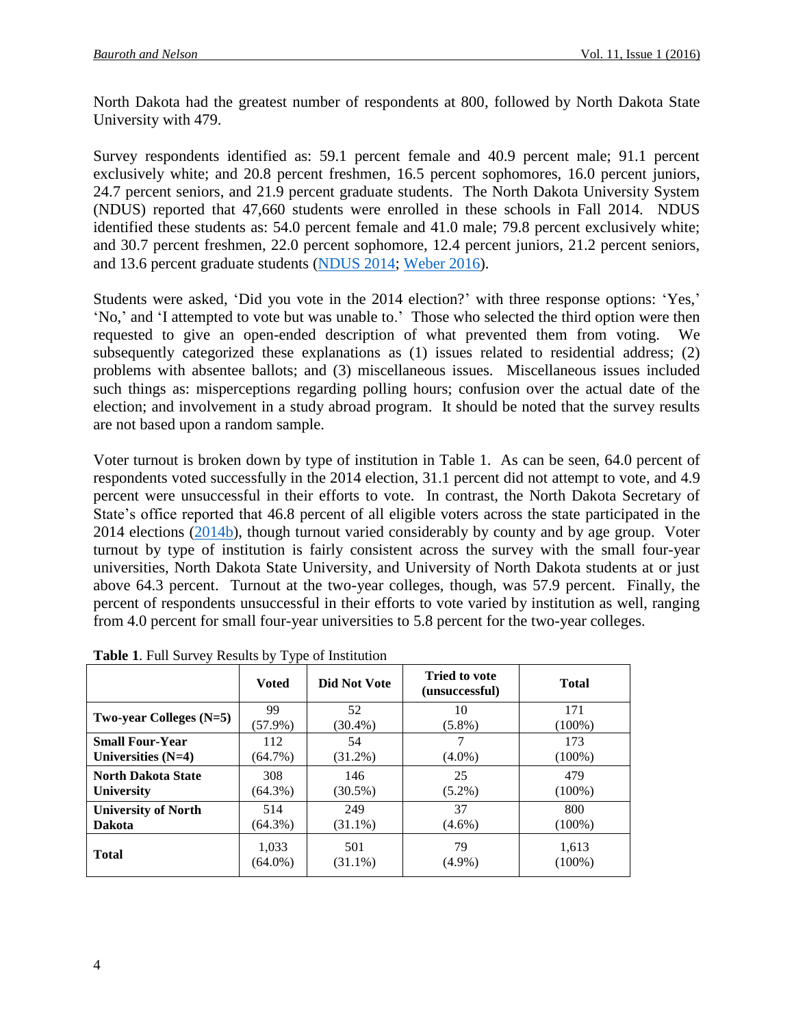North Dakota had the greatest number of respondents at 800, followed by North Dakota State University with 479.

Survey respondents identified as: 59.1 percent female and 40.9 percent male; 91.1 percent exclusively white; and 20.8 percent freshmen, 16.5 percent sophomores, 16.0 percent juniors, 24.7 percent seniors, and 21.9 percent graduate students. The North Dakota University System (NDUS) reported that 47,660 students were enrolled in these schools in Fall 2014. NDUS identified these students as: 54.0 percent female and 41.0 male; 79.8 percent exclusively white; and 30.7 percent freshmen, 22.0 percent sophomore, 12.4 percent juniors, 21.2 percent seniors, and 13.6 percent graduate students (NDUS 2014; Weber 2016).

Students were asked, 'Did you vote in the 2014 election?' with three response options: 'Yes,' 'No,' and 'I attempted to vote but was unable to.' Those who selected the third option were then requested to give an open-ended description of what prevented them from voting. We subsequently categorized these explanations as (1) issues related to residential address; (2) problems with absentee ballots; and (3) miscellaneous issues. Miscellaneous issues included such things as: misperceptions regarding polling hours; confusion over the actual date of the election; and involvement in a study abroad program. It should be noted that the survey results are not based upon a random sample.

Voter turnout is broken down by type of institution in Table 1. As can be seen, 64.0 percent of respondents voted successfully in the 2014 election, 31.1 percent did not attempt to vote, and 4.9 percent were unsuccessful in their efforts to vote. In contrast, the North Dakota Secretary of State's office reported that 46.8 percent of all eligible voters across the state participated in the 2014 elections (2014b), though turnout varied considerably by county and by age group. Voter turnout by type of institution is fairly consistent across the survey with the small four-year universities, North Dakota State University, and University of North Dakota students at or just above 64.3 percent. Turnout at the two-year colleges, though, was 57.9 percent. Finally, the percent of respondents unsuccessful in their efforts to vote varied by institution as well, ranging from 4.0 percent for small four-year universities to 5.8 percent for the two-year colleges.

**Table 1**. Full Survey Results by Type of Institution

| | Voted | Did Not Vote | Tried to vote (unsuccessful) | Total |
|---|---|---|---|---|
| **Two-year Colleges (N=5)** | 99 (57.9%) | 52 (30.4%) | 10 (5.8%) | 171 (100%) |
| **Small Four-Year Universities (N=4)** | 112 (64.7%) | 54 (31.2%) | 7 (4.0%) | 173 (100%) |
| **North Dakota State University** | 308 (64.3%) | 146 (30.5%) | 25 (5.2%) | 479 (100%) |
| **University of North Dakota** | 514 (64.3%) | 249 (31.1%) | 37 (4.6%) | 800 (100%) |
| **Total** | 1,033 (64.0%) | 501 (31.1%) | 79 (4.9%) | 1,613 (100%) |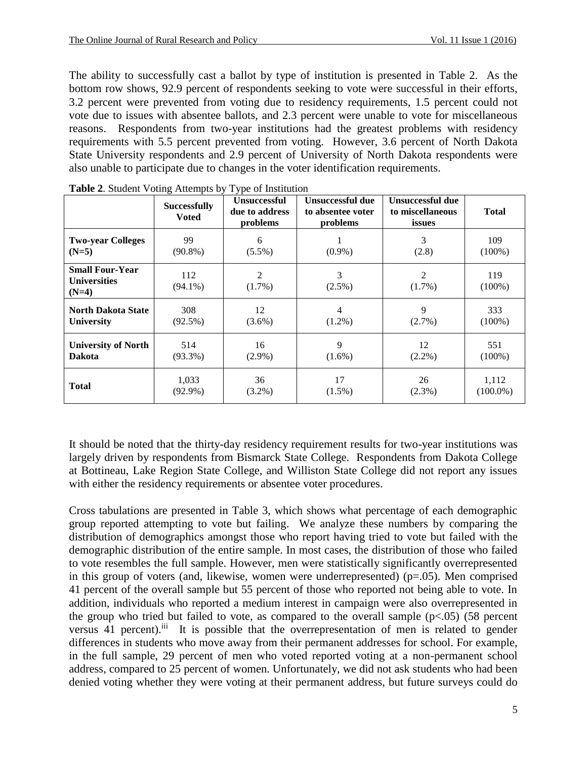The ability to successfully cast a ballot by type of institution is presented in Table 2. As the bottom row shows, 92.9 percent of respondents seeking to vote were successful in their efforts, 3.2 percent were prevented from voting due to residency requirements, 1.5 percent could not vote due to issues with absentee ballots, and 2.3 percent were unable to vote for miscellaneous reasons. Respondents from two-year institutions had the greatest problems with residency requirements with 5.5 percent prevented from voting. However, 3.6 percent of North Dakota State University respondents and 2.9 percent of University of North Dakota respondents were also unable to participate due to changes in the voter identification requirements.

**Table 2**. Student Voting Attempts by Type of Institution

| | **Successfully Voted** | **Unsuccessful due to address problems** | **Unsuccessful due to absentee voter problems** | **Unsuccessful due to miscellaneous issues** | **Total** |
|---|---|---|---|---|---|
| **Two-year Colleges (N=5)** | 99 (90.8%) | 6 (5.5%) | 1 (0.9%) | 3 (2.8) | 109 (100%) |
| **Small Four-Year Universities (N=4)** | 112 (94.1%) | 2 (1.7%) | 3 (2.5%) | 2 (1.7%) | 119 (100%) |
| **North Dakota State University** | 308 (92.5%) | 12 (3.6%) | 4 (1.2%) | 9 (2.7%) | 333 (100%) |
| **University of North Dakota** | 514 (93.3%) | 16 (2.9%) | 9 (1.6%) | 12 (2.2%) | 551 (100%) |
| **Total** | 1,033 (92.9%) | 36 (3.2%) | 17 (1.5%) | 26 (2.3%) | 1,112 (100.0%) |

It should be noted that the thirty-day residency requirement results for two-year institutions was largely driven by respondents from Bismarck State College. Respondents from Dakota College at Bottineau, Lake Region State College, and Williston State College did not report any issues with either the residency requirements or absentee voter procedures.

Cross tabulations are presented in Table 3, which shows what percentage of each demographic group reported attempting to vote but failing. We analyze these numbers by comparing the distribution of demographics amongst those who report having tried to vote but failed with the demographic distribution of the entire sample. In most cases, the distribution of those who failed to vote resembles the full sample. However, men were statistically significantly overrepresented in this group of voters (and, likewise, women were underrepresented) ($p=.05$). Men comprised 41 percent of the overall sample but 55 percent of those who reported not being able to vote. In addition, individuals who reported a medium interest in campaign were also overrepresented in the group who tried but failed to vote, as compared to the overall sample ($p<.05$) (58 percent versus 41 percent).[iii] It is possible that the overrepresentation of men is related to gender differences in students who move away from their permanent addresses for school. For example, in the full sample, 29 percent of men who voted reported voting at a non-permanent school address, compared to 25 percent of women. Unfortunately, we did not ask students who had been denied voting whether they were voting at their permanent address, but future surveys could do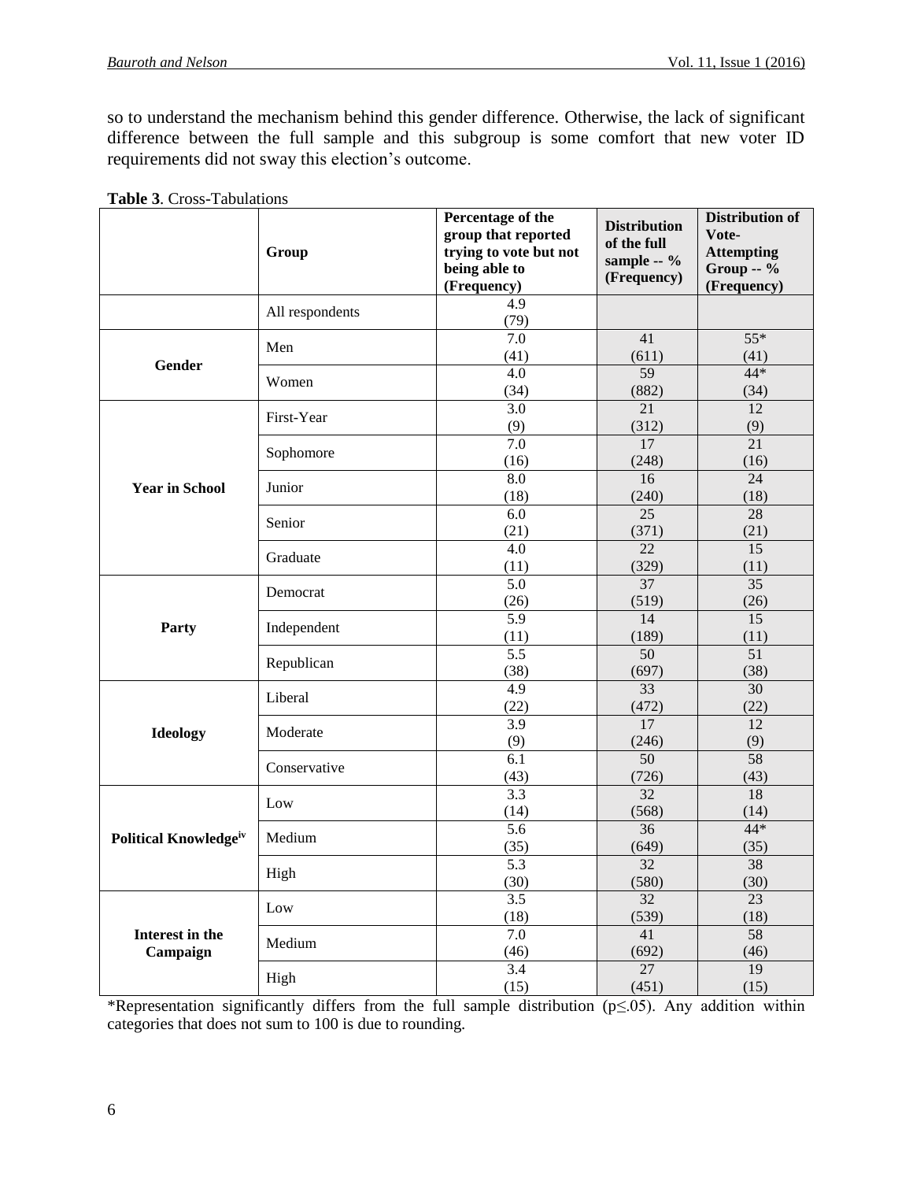so to understand the mechanism behind this gender difference. Otherwise, the lack of significant difference between the full sample and this subgroup is some comfort that new voter ID requirements did not sway this election's outcome.

**Table 3**. Cross-Tabulations

| | Group | Percentage of the group that reported trying to vote but not being able to (Frequency) | Distribution of the full sample -- % (Frequency) | Distribution of Vote-Attempting Group -- % (Frequency) |
|---|---|---|---|---|
| | All respondents | 4.9 (79) | | |
| **Gender** | Men | 7.0 (41) | 41 (611) | 55* (41) |
| | Women | 4.0 (34) | 59 (882) | 44* (34) |
| **Year in School** | First-Year | 3.0 (9) | 21 (312) | 12 (9) |
| | Sophomore | 7.0 (16) | 17 (248) | 21 (16) |
| | Junior | 8.0 (18) | 16 (240) | 24 (18) |
| | Senior | 6.0 (21) | 25 (371) | 28 (21) |
| | Graduate | 4.0 (11) | 22 (329) | 15 (11) |
| **Party** | Democrat | 5.0 (26) | 37 (519) | 35 (26) |
| | Independent | 5.9 (11) | 14 (189) | 15 (11) |
| | Republican | 5.5 (38) | 50 (697) | 51 (38) |
| **Ideology** | Liberal | 4.9 (22) | 33 (472) | 30 (22) |
| | Moderate | 3.9 (9) | 17 (246) | 12 (9) |
| | Conservative | 6.1 (43) | 50 (726) | 58 (43) |
| **Political Knowledge**[iv] | Low | 3.3 (14) | 32 (568) | 18 (14) |
| | Medium | 5.6 (35) | 36 (649) | 44* (35) |
| | High | 5.3 (30) | 32 (580) | 38 (30) |
| **Interest in the Campaign** | Low | 3.5 (18) | 32 (539) | 23 (18) |
| | Medium | 7.0 (46) | 41 (692) | 58 (46) |
| | High | 3.4 (15) | 27 (451) | 19 (15) |

*Representation significantly differs from the full sample distribution ($p \leq .05$). Any addition within categories that does not sum to 100 is due to rounding.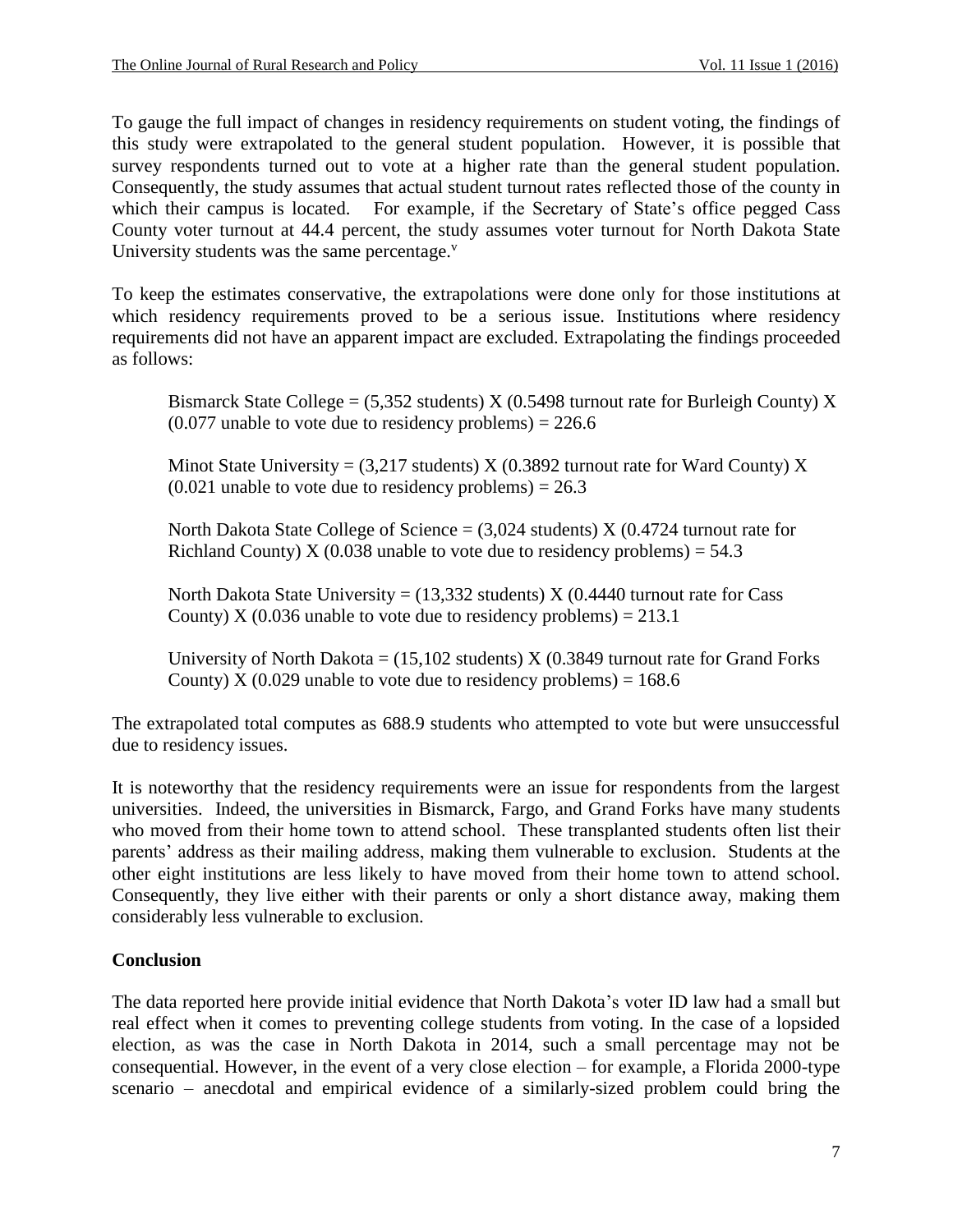To gauge the full impact of changes in residency requirements on student voting, the findings of this study were extrapolated to the general student population. However, it is possible that survey respondents turned out to vote at a higher rate than the general student population. Consequently, the study assumes that actual student turnout rates reflected those of the county in which their campus is located. For example, if the Secretary of State's office pegged Cass County voter turnout at 44.4 percent, the study assumes voter turnout for North Dakota State University students was the same percentage.[v]

To keep the estimates conservative, the extrapolations were done only for those institutions at which residency requirements proved to be a serious issue. Institutions where residency requirements did not have an apparent impact are excluded. Extrapolating the findings proceeded as follows:

> Bismarck State College = (5,352 students) X (0.5498 turnout rate for Burleigh County) X (0.077 unable to vote due to residency problems) = 226.6
>
> Minot State University = (3,217 students) X (0.3892 turnout rate for Ward County) X (0.021 unable to vote due to residency problems) = 26.3
>
> North Dakota State College of Science = (3,024 students) X (0.4724 turnout rate for Richland County) X (0.038 unable to vote due to residency problems) = 54.3
>
> North Dakota State University = (13,332 students) X (0.4440 turnout rate for Cass County) X (0.036 unable to vote due to residency problems) = 213.1
>
> University of North Dakota = (15,102 students) X (0.3849 turnout rate for Grand Forks County) X (0.029 unable to vote due to residency problems) = 168.6

The extrapolated total computes as 688.9 students who attempted to vote but were unsuccessful due to residency issues.

It is noteworthy that the residency requirements were an issue for respondents from the largest universities. Indeed, the universities in Bismarck, Fargo, and Grand Forks have many students who moved from their home town to attend school. These transplanted students often list their parents' address as their mailing address, making them vulnerable to exclusion. Students at the other eight institutions are less likely to have moved from their home town to attend school. Consequently, they live either with their parents or only a short distance away, making them considerably less vulnerable to exclusion.

## Conclusion

The data reported here provide initial evidence that North Dakota's voter ID law had a small but real effect when it comes to preventing college students from voting. In the case of a lopsided election, as was the case in North Dakota in 2014, such a small percentage may not be consequential. However, in the event of a very close election – for example, a Florida 2000-type scenario – anecdotal and empirical evidence of a similarly-sized problem could bring the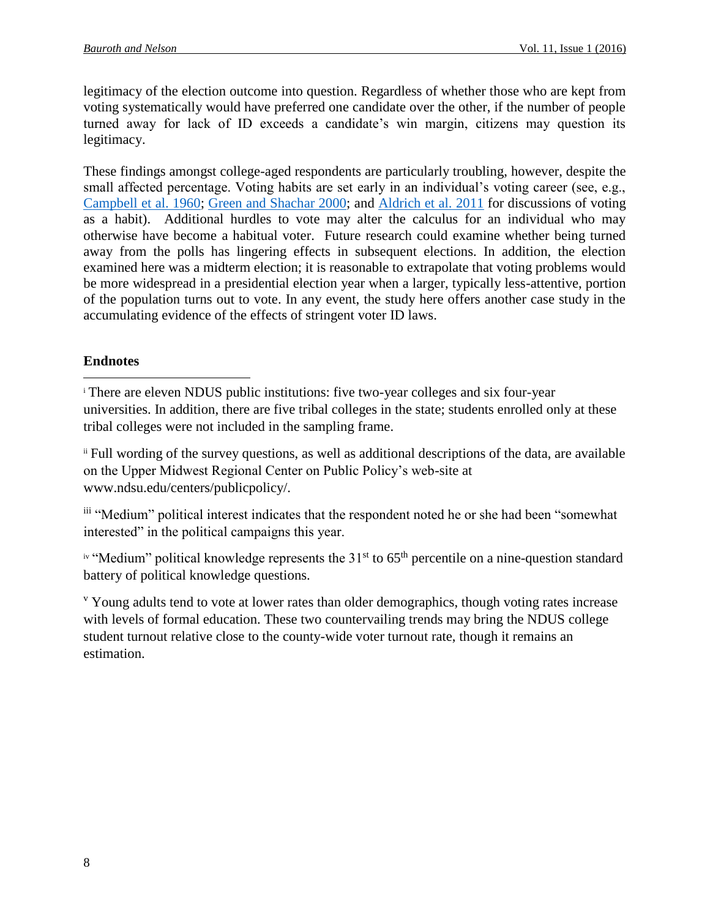legitimacy of the election outcome into question. Regardless of whether those who are kept from voting systematically would have preferred one candidate over the other, if the number of people turned away for lack of ID exceeds a candidate's win margin, citizens may question its legitimacy.

These findings amongst college-aged respondents are particularly troubling, however, despite the small affected percentage. Voting habits are set early in an individual's voting career (see, e.g., Campbell et al. 1960; Green and Shachar 2000; and Aldrich et al. 2011 for discussions of voting as a habit). Additional hurdles to vote may alter the calculus for an individual who may otherwise have become a habitual voter. Future research could examine whether being turned away from the polls has lingering effects in subsequent elections. In addition, the election examined here was a midterm election; it is reasonable to extrapolate that voting problems would be more widespread in a presidential election year when a larger, typically less-attentive, portion of the population turns out to vote. In any event, the study here offers another case study in the accumulating evidence of the effects of stringent voter ID laws.

**Endnotes**

[i] There are eleven NDUS public institutions: five two-year colleges and six four-year universities. In addition, there are five tribal colleges in the state; students enrolled only at these tribal colleges were not included in the sampling frame.

[ii] Full wording of the survey questions, as well as additional descriptions of the data, are available on the Upper Midwest Regional Center on Public Policy's web-site at www.ndsu.edu/centers/publicpolicy/.

[iii] "Medium" political interest indicates that the respondent noted he or she had been "somewhat interested" in the political campaigns this year.

[iv] "Medium" political knowledge represents the 31st to 65th percentile on a nine-question standard battery of political knowledge questions.

[v] Young adults tend to vote at lower rates than older demographics, though voting rates increase with levels of formal education. These two countervailing trends may bring the NDUS college student turnout relative close to the county-wide voter turnout rate, though it remains an estimation.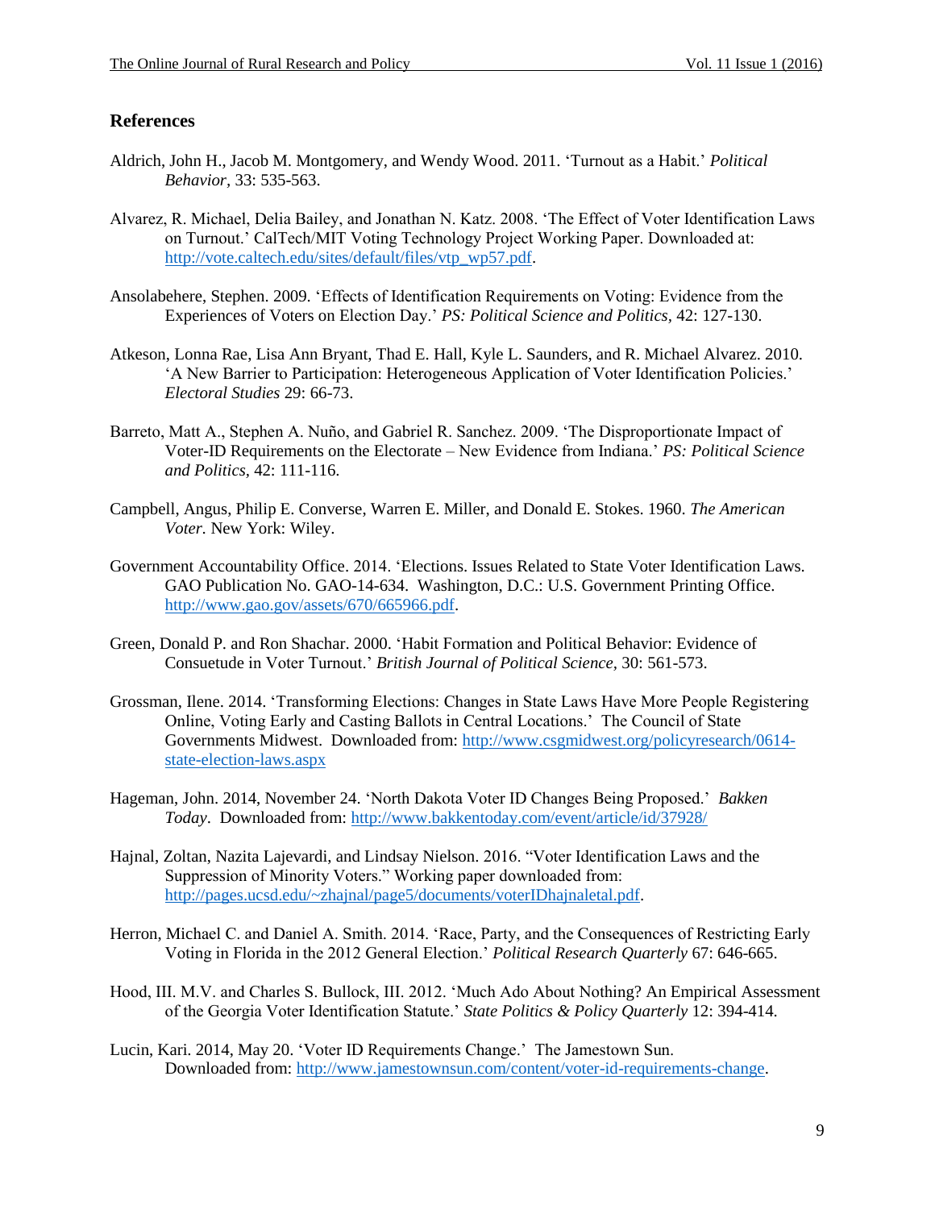## References

Aldrich, John H., Jacob M. Montgomery, and Wendy Wood. 2011. 'Turnout as a Habit.' *Political Behavior*, 33: 535-563.

Alvarez, R. Michael, Delia Bailey, and Jonathan N. Katz. 2008. 'The Effect of Voter Identification Laws on Turnout.' CalTech/MIT Voting Technology Project Working Paper. Downloaded at: http://vote.caltech.edu/sites/default/files/vtp_wp57.pdf.

Ansolabehere, Stephen. 2009. 'Effects of Identification Requirements on Voting: Evidence from the Experiences of Voters on Election Day.' *PS: Political Science and Politics*, 42: 127-130.

Atkeson, Lonna Rae, Lisa Ann Bryant, Thad E. Hall, Kyle L. Saunders, and R. Michael Alvarez. 2010. 'A New Barrier to Participation: Heterogeneous Application of Voter Identification Policies.' *Electoral Studies* 29: 66-73.

Barreto, Matt A., Stephen A. Nuño, and Gabriel R. Sanchez. 2009. 'The Disproportionate Impact of Voter-ID Requirements on the Electorate – New Evidence from Indiana.' *PS: Political Science and Politics,* 42: 111-116.

Campbell, Angus, Philip E. Converse, Warren E. Miller, and Donald E. Stokes. 1960. *The American Voter.* New York: Wiley.

Government Accountability Office. 2014. 'Elections. Issues Related to State Voter Identification Laws. GAO Publication No. GAO-14-634. Washington, D.C.: U.S. Government Printing Office. http://www.gao.gov/assets/670/665966.pdf.

Green, Donald P. and Ron Shachar. 2000. 'Habit Formation and Political Behavior: Evidence of Consuetude in Voter Turnout.' *British Journal of Political Science,* 30: 561-573.

Grossman, Ilene. 2014. 'Transforming Elections: Changes in State Laws Have More People Registering Online, Voting Early and Casting Ballots in Central Locations.' The Council of State Governments Midwest. Downloaded from: http://www.csgmidwest.org/policyresearch/0614-state-election-laws.aspx

Hageman, John. 2014, November 24. 'North Dakota Voter ID Changes Being Proposed.' *Bakken Today*. Downloaded from: http://www.bakkentoday.com/event/article/id/37928/

Hajnal, Zoltan, Nazita Lajevardi, and Lindsay Nielson. 2016. "Voter Identification Laws and the Suppression of Minority Voters." Working paper downloaded from: http://pages.ucsd.edu/~zhajnal/page5/documents/voterIDhajnaletal.pdf.

Herron, Michael C. and Daniel A. Smith. 2014. 'Race, Party, and the Consequences of Restricting Early Voting in Florida in the 2012 General Election.' *Political Research Quarterly* 67: 646-665.

Hood, III. M.V. and Charles S. Bullock, III. 2012. 'Much Ado About Nothing? An Empirical Assessment of the Georgia Voter Identification Statute.' *State Politics & Policy Quarterly* 12: 394-414.

Lucin, Kari. 2014, May 20. 'Voter ID Requirements Change.' The Jamestown Sun. Downloaded from: http://www.jamestownsun.com/content/voter-id-requirements-change.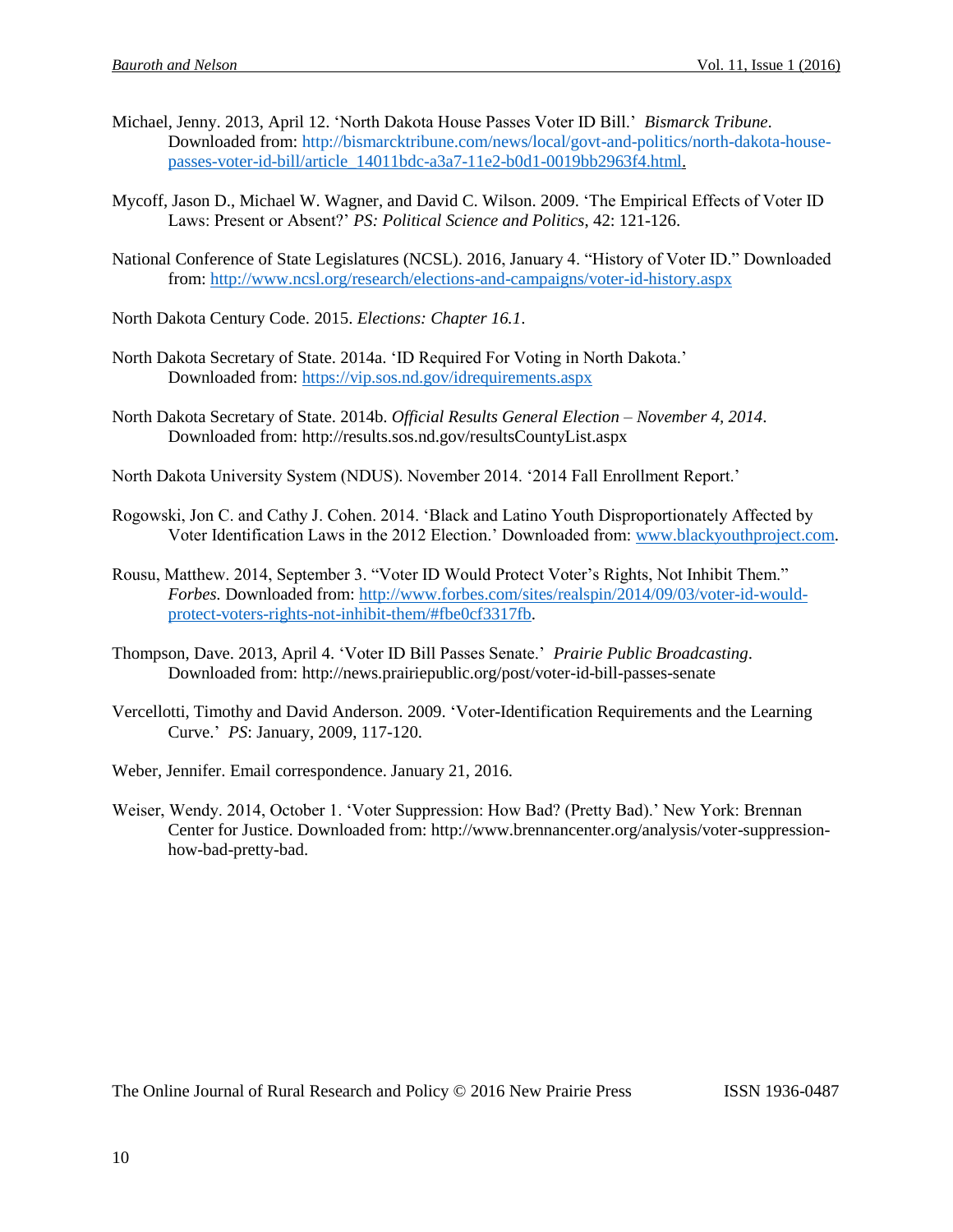Michael, Jenny. 2013, April 12. 'North Dakota House Passes Voter ID Bill.' *Bismarck Tribune*. Downloaded from: http://bismarcktribune.com/news/local/govt-and-politics/north-dakota-house-passes-voter-id-bill/article_14011bdc-a3a7-11e2-b0d1-0019bb2963f4.html.

Mycoff, Jason D., Michael W. Wagner, and David C. Wilson. 2009. 'The Empirical Effects of Voter ID Laws: Present or Absent?' *PS: Political Science and Politics*, 42: 121-126.

National Conference of State Legislatures (NCSL). 2016, January 4. "History of Voter ID." Downloaded from: http://www.ncsl.org/research/elections-and-campaigns/voter-id-history.aspx

North Dakota Century Code. 2015. *Elections: Chapter 16.1*.

North Dakota Secretary of State. 2014a. 'ID Required For Voting in North Dakota.' Downloaded from: https://vip.sos.nd.gov/idrequirements.aspx

North Dakota Secretary of State. 2014b. *Official Results General Election – November 4, 2014*. Downloaded from: http://results.sos.nd.gov/resultsCountyList.aspx

North Dakota University System (NDUS). November 2014. '2014 Fall Enrollment Report.'

Rogowski, Jon C. and Cathy J. Cohen. 2014. 'Black and Latino Youth Disproportionately Affected by Voter Identification Laws in the 2012 Election.' Downloaded from: www.blackyouthproject.com.

Rousu, Matthew. 2014, September 3. "Voter ID Would Protect Voter's Rights, Not Inhibit Them." *Forbes.* Downloaded from: http://www.forbes.com/sites/realspin/2014/09/03/voter-id-would-protect-voters-rights-not-inhibit-them/#fbe0cf3317fb.

Thompson, Dave. 2013, April 4. 'Voter ID Bill Passes Senate.' *Prairie Public Broadcasting*. Downloaded from: http://news.prairiepublic.org/post/voter-id-bill-passes-senate

Vercellotti, Timothy and David Anderson. 2009. 'Voter-Identification Requirements and the Learning Curve.' *PS*: January, 2009, 117-120.

Weber, Jennifer. Email correspondence. January 21, 2016.

Weiser, Wendy. 2014, October 1. 'Voter Suppression: How Bad? (Pretty Bad).' New York: Brennan Center for Justice. Downloaded from: http://www.brennancenter.org/analysis/voter-suppression-how-bad-pretty-bad.